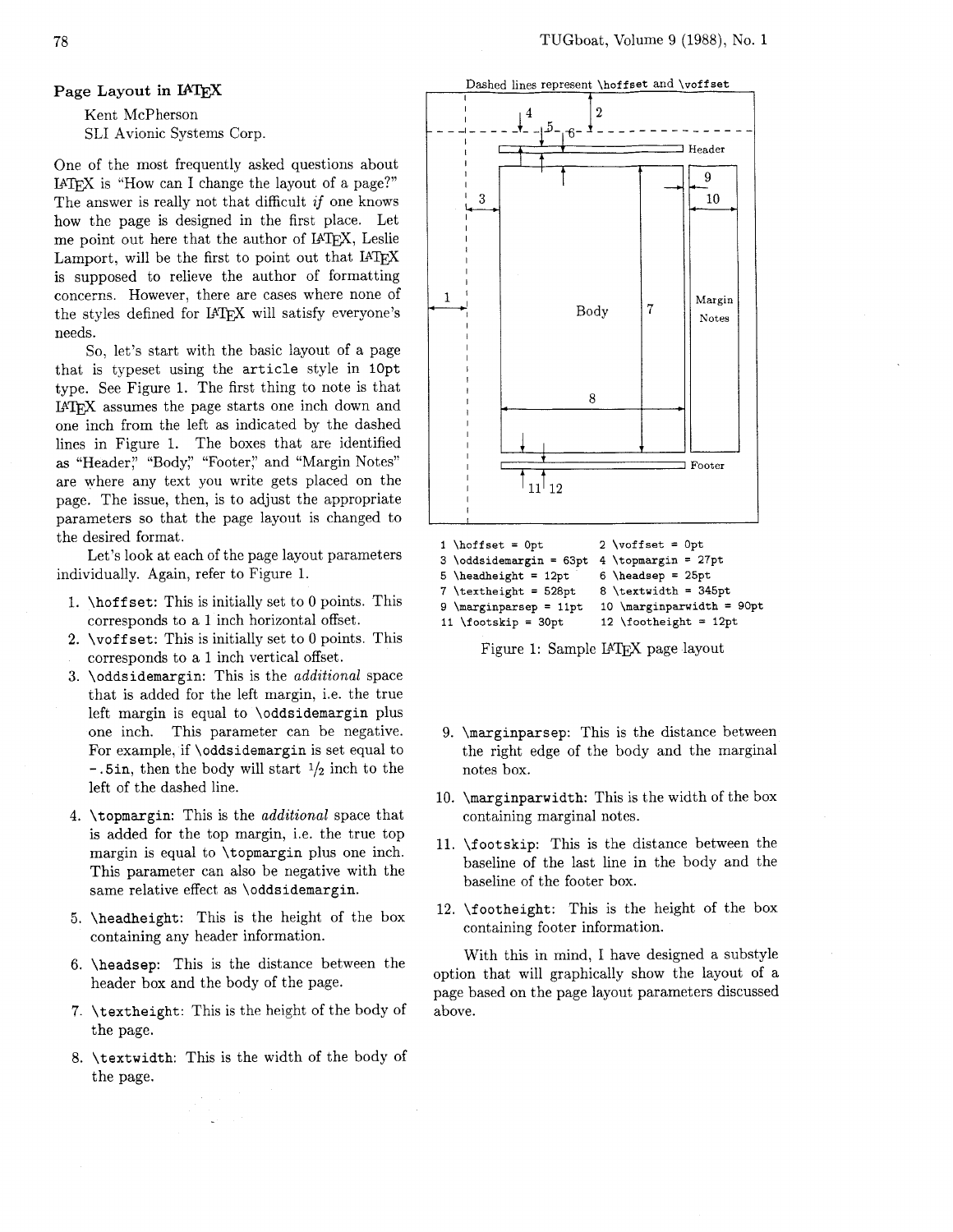## Page Layout in LaTeX

Kent McPherson
SLI Avionic Systems Corp.

One of the most frequently asked questions about LaTeX is "How can I change the layout of a page?" The answer is really not that difficult *if* one knows how the page is designed in the first place. Let me point out here that the author of LaTeX, Leslie Lamport, will be the first to point out that LaTeX is supposed to relieve the author of formatting concerns. However, there are cases where none of the styles defined for LaTeX will satisfy everyone's needs.

So, let's start with the basic layout of a page that is typeset using the `article` style in `10pt` type. See Figure 1. The first thing to note is that LaTeX assumes the page starts one inch down and one inch from the left as indicated by the dashed lines in Figure 1. The boxes that are identified as "Header," "Body," "Footer," and "Margin Notes" are where any text you write gets placed on the page. The issue, then, is to adjust the appropriate parameters so that the page layout is changed to the desired format.

Let's look at each of the page layout parameters individually. Again, refer to Figure 1.

1. `\hoffset`: This is initially set to 0 points. This corresponds to a 1 inch horizontal offset.
2. `\voffset`: This is initially set to 0 points. This corresponds to a 1 inch vertical offset.
3. `\oddsidemargin`: This is the *additional* space that is added for the left margin, i.e. the true left margin is equal to `\oddsidemargin` plus one inch. This parameter can be negative. For example, if `\oddsidemargin` is set equal to `-.5in`, then the body will start 1/2 inch to the left of the dashed line.
4. `\topmargin`: This is the *additional* space that is added for the top margin, i.e. the true top margin is equal to `\topmargin` plus one inch. This parameter can also be negative with the same relative effect as `\oddsidemargin`.
5. `\headheight`: This is the height of the box containing any header information.
6. `\headsep`: This is the distance between the header box and the body of the page.
7. `\textheight`: This is the height of the body of the page.
8. `\textwidth`: This is the width of the body of the page.

Dashed lines represent `\hoffset` and `\voffset`

| | |
|---|---|
| 1 `\hoffset = 0pt` | 2 `\voffset = 0pt` |
| 3 `\oddsidemargin = 63pt` | 4 `\topmargin = 27pt` |
| 5 `\headheight = 12pt` | 6 `\headsep = 25pt` |
| 7 `\textheight = 528pt` | 8 `\textwidth = 345pt` |
| 9 `\marginparsep = 11pt` | 10 `\marginparwidth = 90pt` |
| 11 `\footskip = 30pt` | 12 `\footheight = 12pt` |

Figure 1: Sample LaTeX page layout

9. `\marginparsep`: This is the distance between the right edge of the body and the marginal notes box.
10. `\marginparwidth`: This is the width of the box containing marginal notes.
11. `\footskip`: This is the distance between the baseline of the last line in the body and the baseline of the footer box.
12. `\footheight`: This is the height of the box containing footer information.

With this in mind, I have designed a substyle option that will graphically show the layout of a page based on the page layout parameters discussed above.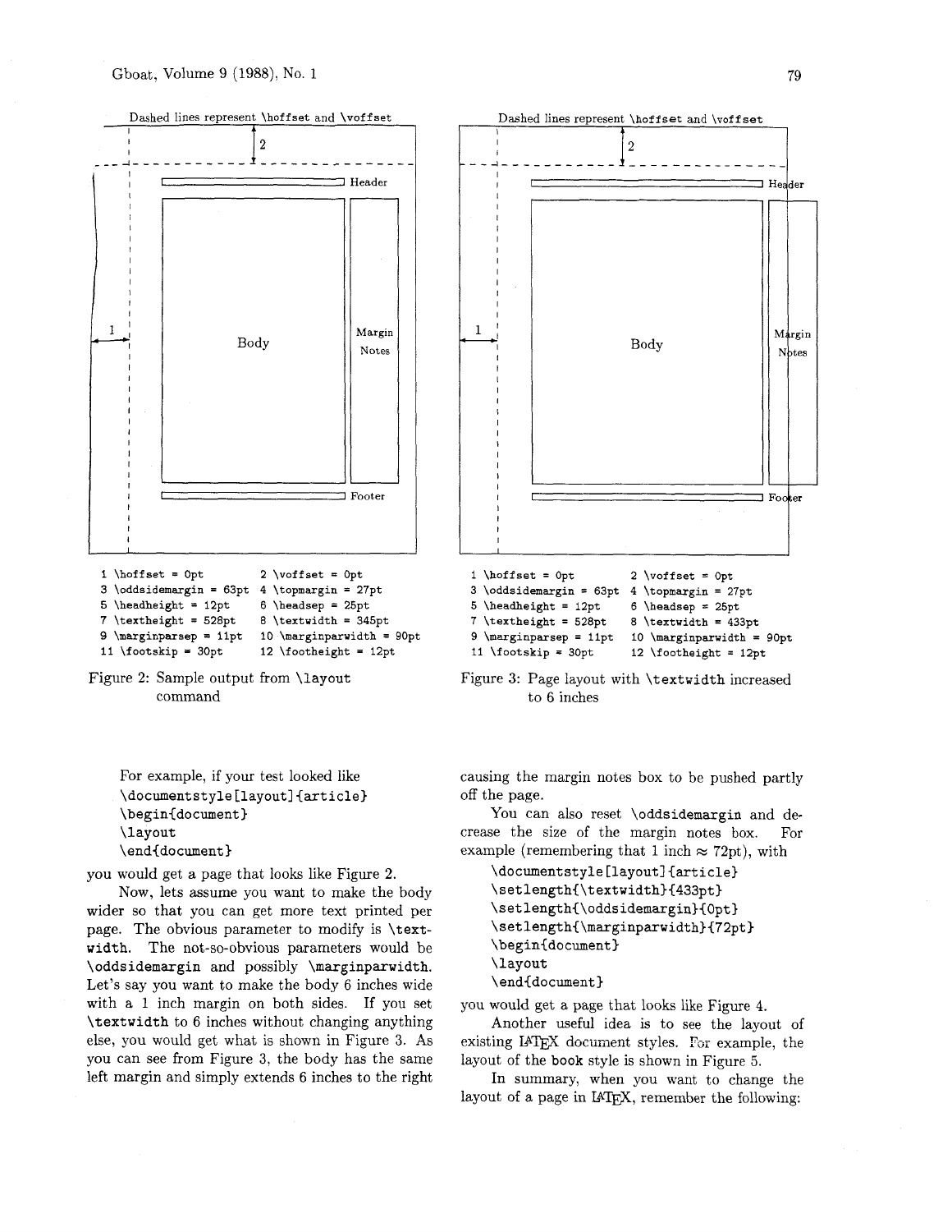Dashed lines represent \hoffset and \voffset

```
1 \hoffset = 0pt            2 \voffset = 0pt
3 \oddsidemargin = 63pt     4 \topmargin = 27pt
5 \headheight = 12pt        6 \headsep = 25pt
7 \textheight = 528pt       8 \textwidth = 345pt
9 \marginparsep = 11pt      10 \marginparwidth = 90pt
11 \footskip = 30pt         12 \footheight = 12pt
```

Figure 2: Sample output from `\layout` command

Dashed lines represent \hoffset and \voffset

```
1 \hoffset = 0pt            2 \voffset = 0pt
3 \oddsidemargin = 63pt     4 \topmargin = 27pt
5 \headheight = 12pt        6 \headsep = 25pt
7 \textheight = 528pt       8 \textwidth = 433pt
9 \marginparsep = 11pt      10 \marginparwidth = 90pt
11 \footskip = 30pt         12 \footheight = 12pt
```

Figure 3: Page layout with `\textwidth` increased to 6 inches

For example, if your test looked like

```
\documentstyle[layout]{article}
\begin{document}
\layout
\end{document}
```

you would get a page that looks like Figure 2.

Now, lets assume you want to make the body wider so that you can get more text printed per page. The obvious parameter to modify is `\textwidth`. The not-so-obvious parameters would be `\oddsidemargin` and possibly `\marginparwidth`. Let's say you want to make the body 6 inches wide with a 1 inch margin on both sides. If you set `\textwidth` to 6 inches without changing anything else, you would get what is shown in Figure 3. As you can see from Figure 3, the body has the same left margin and simply extends 6 inches to the right causing the margin notes box to be pushed partly off the page.

You can also reset `\oddsidemargin` and decrease the size of the margin notes box. For example (remembering that 1 inch $\approx$ 72pt), with

```
\documentstyle[layout]{article}
\setlength{\textwidth}{433pt}
\setlength{\oddsidemargin}{0pt}
\setlength{\marginparwidth}{72pt}
\begin{document}
\layout
\end{document}
```

you would get a page that looks like Figure 4.

Another useful idea is to see the layout of existing LaTeX document styles. For example, the layout of the `book` style is shown in Figure 5.

In summary, when you want to change the layout of a page in LaTeX, remember the following: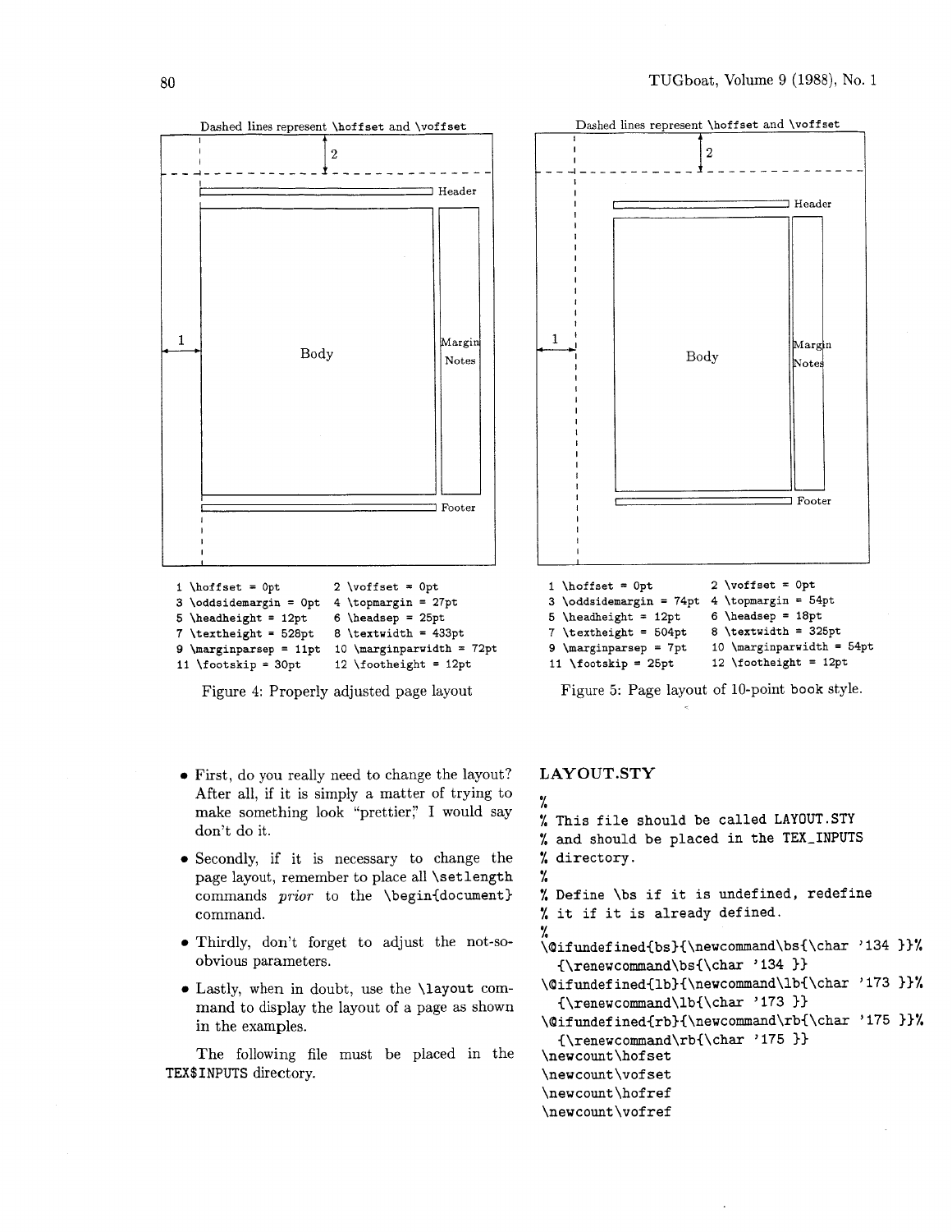Dashed lines represent \hoffset and \voffset

```
1 \hoffset = 0pt            2 \voffset = 0pt
3 \oddsidemargin = 0pt      4 \topmargin = 27pt
5 \headheight = 12pt        6 \headsep = 25pt
7 \textheight = 528pt       8 \textwidth = 433pt
9 \marginparsep = 11pt      10 \marginparwidth = 72pt
11 \footskip = 30pt         12 \footheight = 12pt
```

Figure 4: Properly adjusted page layout

Dashed lines represent \hoffset and \voffset

```
1 \hoffset = 0pt            2 \voffset = 0pt
3 \oddsidemargin = 74pt     4 \topmargin = 54pt
5 \headheight = 12pt        6 \headsep = 18pt
7 \textheight = 504pt       8 \textwidth = 325pt
9 \marginparsep = 7pt       10 \marginparwidth = 54pt
11 \footskip = 25pt         12 \footheight = 12pt
```

Figure 5: Page layout of 10-point book style.

- First, do you really need to change the layout? After all, if it is simply a matter of trying to make something look "prettier," I would say don't do it.
- Secondly, if it is necessary to change the page layout, remember to place all `\setlength` commands *prior* to the `\begin{document}` command.
- Thirdly, don't forget to adjust the not-so-obvious parameters.
- Lastly, when in doubt, use the `\layout` command to display the layout of a page as shown in the examples.

The following file must be placed in the TEX$INPUTS directory.

## LAYOUT.STY

```
%
% This file should be called LAYOUT.STY
% and should be placed in the TEX_INPUTS
% directory.
%
% Define \bs if it is undefined, redefine
% it if it is already defined.
%
\@ifundefined{bs}{\newcommand\bs{\char '134 }}%
  {\renewcommand\bs{\char '134 }}
\@ifundefined{lb}{\newcommand\lb{\char '173 }}%
  {\renewcommand\lb{\char '173 }}
\@ifundefined{rb}{\newcommand\rb{\char '175 }}%
  {\renewcommand\rb{\char '175 }}
\newcount\hofset
\newcount\vofset
\newcount\hofref
\newcount\vofref
```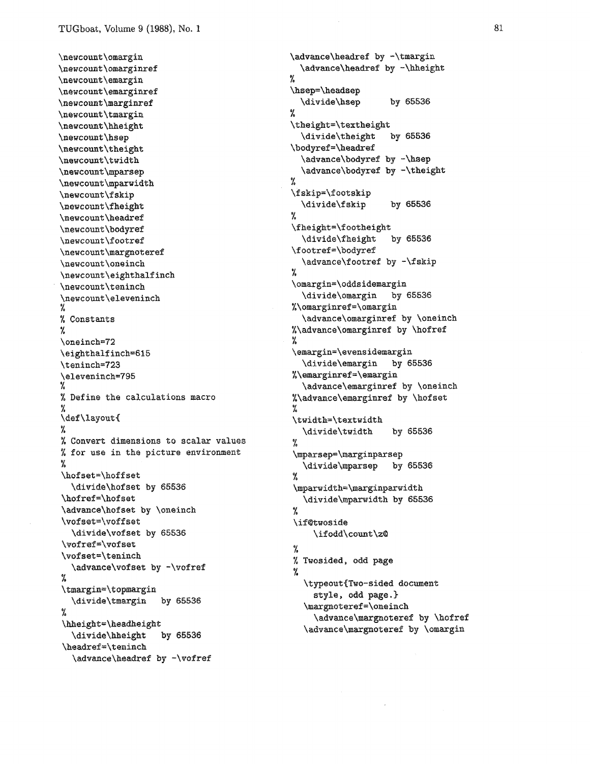```
\newcount\omargin
\newcount\omarginref
\newcount\emargin
\newcount\emarginref
\newcount\marginref
\newcount\tmargin
\newcount\hheight
\newcount\hsep
\newcount\theight
\newcount\twidth
\newcount\mparsep
\newcount\mparwidth
\newcount\fskip
\newcount\fheight
\newcount\headref
\newcount\bodyref
\newcount\footref
\newcount\margnoteref
\newcount\oneinch
\newcount\eighthalfinch
\newcount\teninch
\newcount\eleveninch
%
% Constants
%
\oneinch=72
\eighthalfinch=615
\teninch=723
\eleveninch=795
%
% Define the calculations macro
%
\def\layout{
%
% Convert dimensions to scalar values
% for use in the picture environment
%
\hofset=\hoffset
  \divide\hofset by 65536
\hofref=\hofset
\advance\hofset by \oneinch
\vofset=\voffset
  \divide\vofset by 65536
\vofref=\vofset
\vofset=\teninch
  \advance\vofset by -\vofref
%
\tmargin=\topmargin
  \divide\tmargin   by 65536
%
\hheight=\headheight
  \divide\hheight   by 65536
\headref=\teninch
  \advance\headref by -\vofref
\advance\headref by -\tmargin
  \advance\headref by -\hheight
%
\hsep=\headsep
  \divide\hsep      by 65536
%
\theight=\textheight
  \divide\theight   by 65536
\bodyref=\headref
  \advance\bodyref by -\hsep
  \advance\bodyref by -\theight
%
\fskip=\footskip
  \divide\fskip     by 65536
%
\fheight=\footheight
  \divide\fheight   by 65536
\footref=\bodyref
  \advance\footref by -\fskip
%
\omargin=\oddsidemargin
  \divide\omargin   by 65536
%\omarginref=\omargin
  \advance\omarginref by \oneinch
%\advance\omarginref by \hofref
%
\emargin=\evensidemargin
  \divide\emargin   by 65536
%\emarginref=\emargin
  \advance\emarginref by \oneinch
%\advance\emarginref by \hofset
%
\twidth=\textwidth
  \divide\twidth    by 65536
%
\mparsep=\marginparsep
  \divide\mparsep   by 65536
%
\mparwidth=\marginparwidth
  \divide\mparwidth by 65536
%
\if@twoside
    \ifodd\count\z@

%
% Twosided, odd page
%
   \typeout{Two-sided document
     style, odd page.}
   \margnoteref=\oneinch
     \advance\margnoteref by \hofref
   \advance\margnoteref by \omargin
```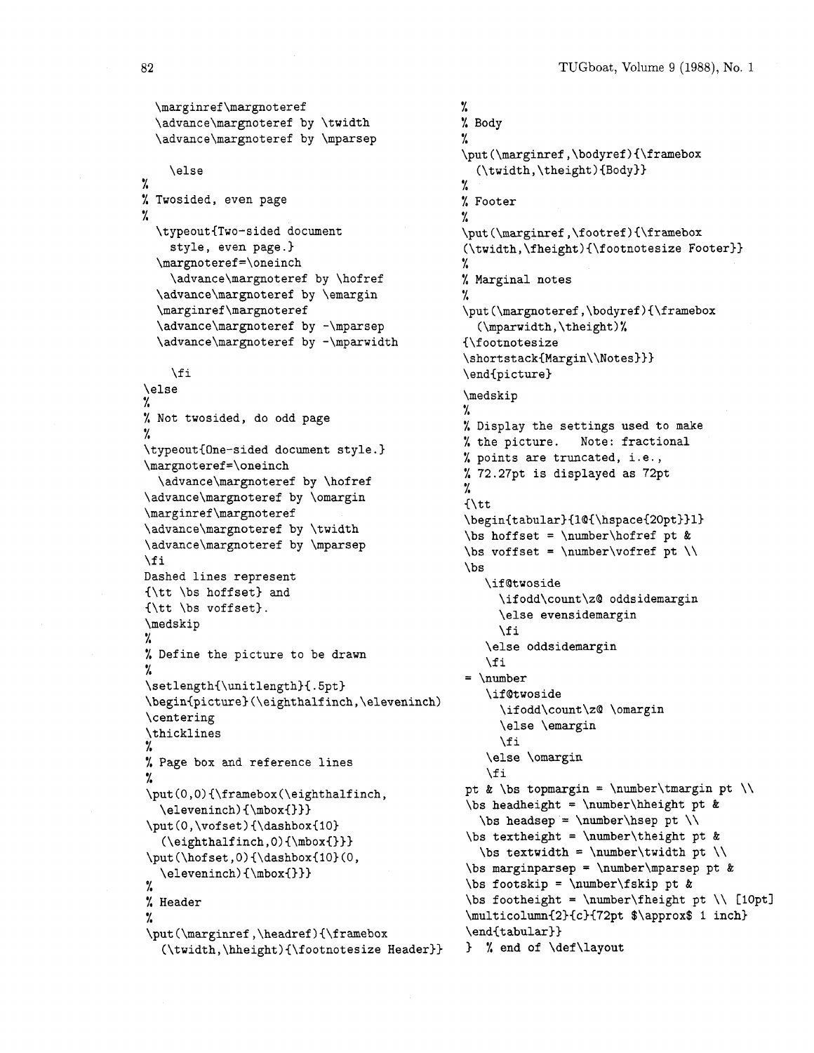```
  \marginref\margnoteref
  \advance\margnoteref by \twidth
  \advance\margnoteref by \mparsep

    \else
%
% Twosided, even page
%
  \typeout{Two-sided document
    style, even page.}
  \margnoteref=\oneinch
    \advance\margnoteref by \hofref
  \advance\margnoteref by \emargin
  \marginref\margnoteref
  \advance\margnoteref by -\mparsep
  \advance\margnoteref by -\mparwidth

    \fi
\else
%
% Not twosided, do odd page
%
\typeout{One-sided document style.}
\margnoteref=\oneinch
  \advance\margnoteref by \hofref
\advance\margnoteref by \omargin
\marginref\margnoteref
\advance\margnoteref by \twidth
\advance\margnoteref by \mparsep
\fi
Dashed lines represent
{\tt \bs hoffset} and
{\tt \bs voffset}.
\medskip
%
% Define the picture to be drawn
%
\setlength{\unitlength}{.5pt}
\begin{picture}(\eighthalfinch,\eleveninch)
\centering
\thicklines
%
% Page box and reference lines
%
\put(0,0){\framebox(\eighthalfinch,
  \eleveninch){\mbox{}}}
\put(0,\vofset){\dashbox{10}
  (\eighthalfinch,0){\mbox{}}}
\put(\hofset,0){\dashbox{10}(0,
  \eleveninch){\mbox{}}}
%
% Header
%
\put(\marginref,\headref){\framebox
  (\twidth,\hheight){\footnotesize Header}}
%
% Body
%
\put(\marginref,\bodyref){\framebox
  (\twidth,\theight){Body}}
%
% Footer
%
\put(\marginref,\footref){\framebox
(\twidth,\fheight){\footnotesize Footer}}
%
% Marginal notes
%
\put(\margnoteref,\bodyref){\framebox
  (\mparwidth,\theight)%
{\footnotesize
\shortstack{Margin\\Notes}}}
\end{picture}
\medskip
%
% Display the settings used to make
% the picture.   Note: fractional
% points are truncated, i.e.,
% 72.27pt is displayed as 72pt
%
{\tt
\begin{tabular}{l@{\hspace{20pt}}l}
\bs hoffset = \number\hofref pt &
\bs voffset = \number\vofref pt \\
\bs
   \if@twoside
     \ifodd\count\z@ oddsidemargin
     \else evensidemargin
     \fi
   \else oddsidemargin
   \fi
= \number
   \if@twoside
     \ifodd\count\z@ \omargin
     \else \emargin
     \fi
   \else \omargin
   \fi
pt & \bs topmargin = \number\tmargin pt \\
\bs headheight = \number\hheight pt &
  \bs headsep = \number\hsep pt \\
\bs textheight = \number\theight pt &
  \bs textwidth = \number\twidth pt \\
\bs marginparsep = \number\mparsep pt &
\bs footskip = \number\fskip pt &
\bs footheight = \number\fheight pt \\ [10pt]
\multicolumn{2}{c}{72pt $\approx$ 1 inch}
\end{tabular}}
}  % end of \def\layout
```